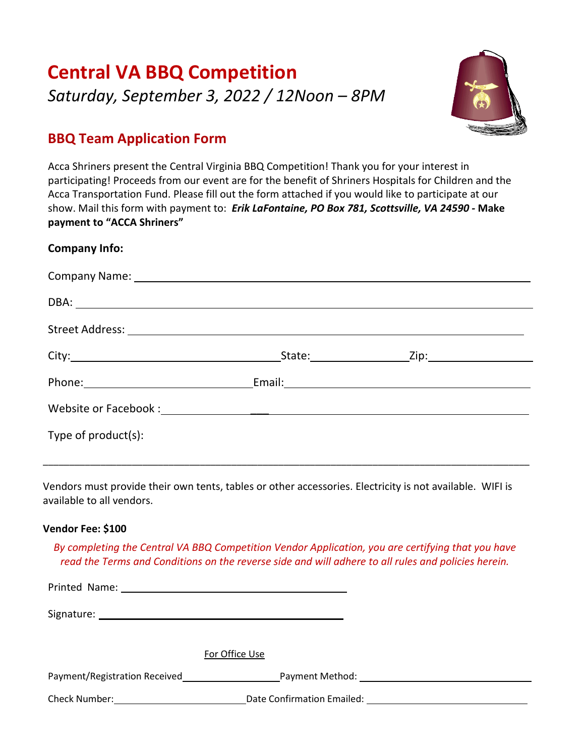# Central VA BBQ Competition

*Saturday, September 3, 2022 / 12Noon – 8PM*

## BBQ Team Application Form

Acca Shriners present the Central Virginia BBQ Competition! Thank you for your interest in participating! Proceeds from our event are for the benefit of Shriners Hospitals for Children and the Acca Transportation Fund. Please fill out the form attached if you would like to participate at our show. Mail this form with payment to: ***Erik LaFontaine, PO Box 781, Scottsville, VA 24590*** **- Make payment to "ACCA Shriners"**

**Company Info:**

Company Name: ______________________________________________

DBA: ______________________________________________

Street Address: ______________________________________________

City: ____________________ State: ____________ Zip: ____________

Phone: ____________________ Email: ______________________________

Website or Facebook : ______________________________________________

Type of product(s):

______________________________________________________________________

Vendors must provide their own tents, tables or other accessories. Electricity is not available. WIFI is available to all vendors.

**Vendor Fee: $100**

*By completing the Central VA BBQ Competition Vendor Application, you are certifying that you have read the Terms and Conditions on the reverse side and will adhere to all rules and policies herein.*

Printed Name: ______________________________

Signature: ______________________________

For Office Use

Payment/Registration Received ____________ Payment Method: ____________________

Check Number: ____________________ Date Confirmation Emailed: ____________________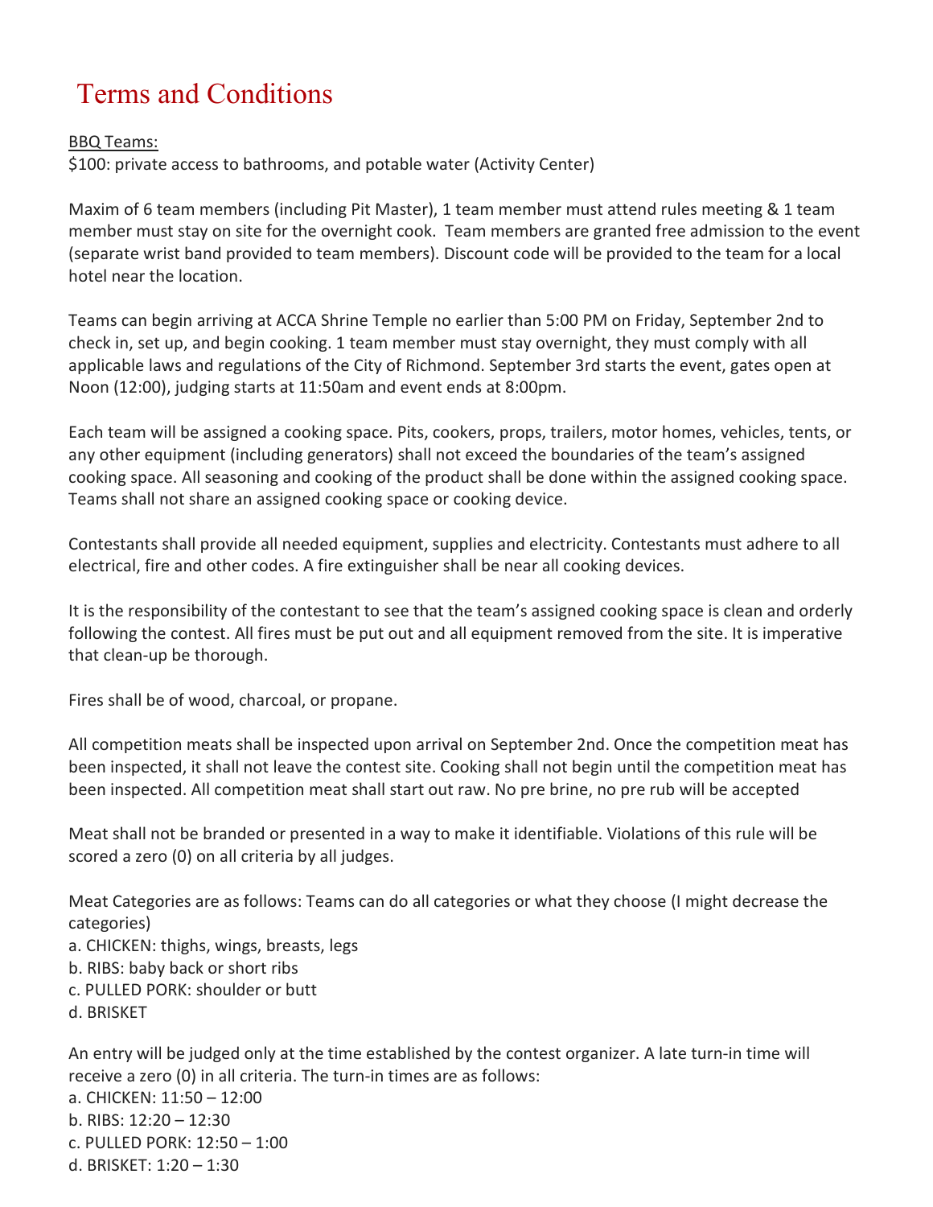# Terms and Conditions

BBQ Teams:
$100: private access to bathrooms, and potable water (Activity Center)

Maxim of 6 team members (including Pit Master), 1 team member must attend rules meeting & 1 team member must stay on site for the overnight cook. Team members are granted free admission to the event (separate wrist band provided to team members). Discount code will be provided to the team for a local hotel near the location.

Teams can begin arriving at ACCA Shrine Temple no earlier than 5:00 PM on Friday, September 2nd to check in, set up, and begin cooking. 1 team member must stay overnight, they must comply with all applicable laws and regulations of the City of Richmond. September 3rd starts the event, gates open at Noon (12:00), judging starts at 11:50am and event ends at 8:00pm.

Each team will be assigned a cooking space. Pits, cookers, props, trailers, motor homes, vehicles, tents, or any other equipment (including generators) shall not exceed the boundaries of the team's assigned cooking space. All seasoning and cooking of the product shall be done within the assigned cooking space. Teams shall not share an assigned cooking space or cooking device.

Contestants shall provide all needed equipment, supplies and electricity. Contestants must adhere to all electrical, fire and other codes. A fire extinguisher shall be near all cooking devices.

It is the responsibility of the contestant to see that the team's assigned cooking space is clean and orderly following the contest. All fires must be put out and all equipment removed from the site. It is imperative that clean-up be thorough.

Fires shall be of wood, charcoal, or propane.

All competition meats shall be inspected upon arrival on September 2nd. Once the competition meat has been inspected, it shall not leave the contest site. Cooking shall not begin until the competition meat has been inspected. All competition meat shall start out raw. No pre brine, no pre rub will be accepted

Meat shall not be branded or presented in a way to make it identifiable. Violations of this rule will be scored a zero (0) on all criteria by all judges.

Meat Categories are as follows: Teams can do all categories or what they choose (I might decrease the categories)
a. CHICKEN: thighs, wings, breasts, legs
b. RIBS: baby back or short ribs
c. PULLED PORK: shoulder or butt
d. BRISKET

An entry will be judged only at the time established by the contest organizer. A late turn-in time will receive a zero (0) in all criteria. The turn-in times are as follows:
a. CHICKEN: 11:50 – 12:00
b. RIBS: 12:20 – 12:30
c. PULLED PORK: 12:50 – 1:00
d. BRISKET: 1:20 – 1:30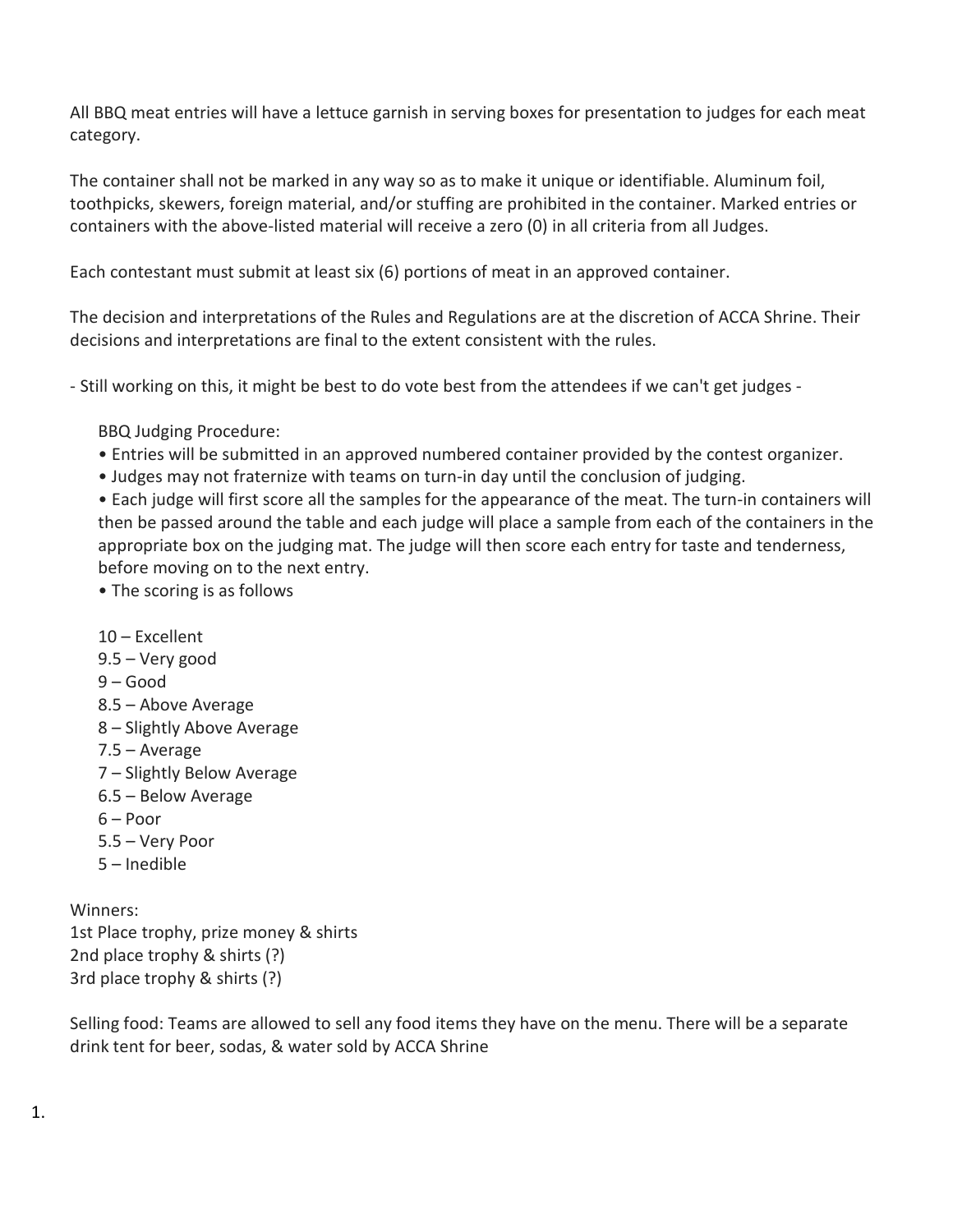All BBQ meat entries will have a lettuce garnish in serving boxes for presentation to judges for each meat category.

The container shall not be marked in any way so as to make it unique or identifiable. Aluminum foil, toothpicks, skewers, foreign material, and/or stuffing are prohibited in the container. Marked entries or containers with the above-listed material will receive a zero (0) in all criteria from all Judges.

Each contestant must submit at least six (6) portions of meat in an approved container.

The decision and interpretations of the Rules and Regulations are at the discretion of ACCA Shrine. Their decisions and interpretations are final to the extent consistent with the rules.

- Still working on this, it might be best to do vote best from the attendees if we can't get judges -

BBQ Judging Procedure:

- Entries will be submitted in an approved numbered container provided by the contest organizer.
- Judges may not fraternize with teams on turn-in day until the conclusion of judging.
- Each judge will first score all the samples for the appearance of the meat. The turn-in containers will then be passed around the table and each judge will place a sample from each of the containers in the appropriate box on the judging mat. The judge will then score each entry for taste and tenderness, before moving on to the next entry.
- The scoring is as follows

10 – Excellent
9.5 – Very good
9 – Good
8.5 – Above Average
8 – Slightly Above Average
7.5 – Average
7 – Slightly Below Average
6.5 – Below Average
6 – Poor
5.5 – Very Poor
5 – Inedible

Winners:
1st Place trophy, prize money & shirts
2nd place trophy & shirts (?)
3rd place trophy & shirts (?)

Selling food: Teams are allowed to sell any food items they have on the menu. There will be a separate drink tent for beer, sodas, & water sold by ACCA Shrine

1.